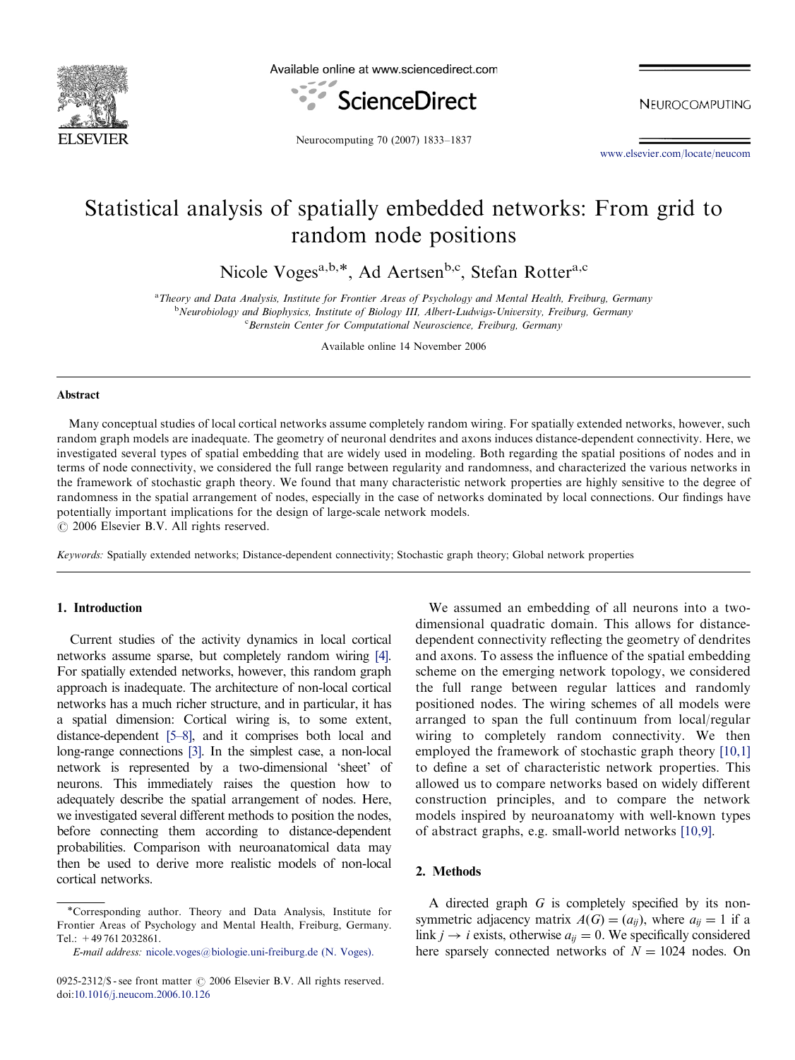# Statistical analysis of spatially embedded networks: From grid to random node positions

Nicole Voges[a,b,*], Ad Aertsen[b,c], Stefan Rotter[a,c]

[a] *Theory and Data Analysis, Institute for Frontier Areas of Psychology and Mental Health, Freiburg, Germany*
[b] *Neurobiology and Biophysics, Institute of Biology III, Albert-Ludwigs-University, Freiburg, Germany*
[c] *Bernstein Center for Computational Neuroscience, Freiburg, Germany*

Available online 14 November 2006

## Abstract

Many conceptual studies of local cortical networks assume completely random wiring. For spatially extended networks, however, such random graph models are inadequate. The geometry of neuronal dendrites and axons induces distance-dependent connectivity. Here, we investigated several types of spatial embedding that are widely used in modeling. Both regarding the spatial positions of nodes and in terms of node connectivity, we considered the full range between regularity and randomness, and characterized the various networks in the framework of stochastic graph theory. We found that many characteristic network properties are highly sensitive to the degree of randomness in the spatial arrangement of nodes, especially in the case of networks dominated by local connections. Our findings have potentially important implications for the design of large-scale network models.

© 2006 Elsevier B.V. All rights reserved.

*Keywords:* Spatially extended networks; Distance-dependent connectivity; Stochastic graph theory; Global network properties

## 1. Introduction

Current studies of the activity dynamics in local cortical networks assume sparse, but completely random wiring [4]. For spatially extended networks, however, this random graph approach is inadequate. The architecture of non-local cortical networks has a much richer structure, and in particular, it has a spatial dimension: Cortical wiring is, to some extent, distance-dependent [5–8], and it comprises both local and long-range connections [3]. In the simplest case, a non-local network is represented by a two-dimensional 'sheet' of neurons. This immediately raises the question how to adequately describe the spatial arrangement of nodes. Here, we investigated several different methods to position the nodes, before connecting them according to distance-dependent probabilities. Comparison with neuroanatomical data may then be used to derive more realistic models of non-local cortical networks.

We assumed an embedding of all neurons into a two-dimensional quadratic domain. This allows for distance-dependent connectivity reflecting the geometry of dendrites and axons. To assess the influence of the spatial embedding scheme on the emerging network topology, we considered the full range between regular lattices and randomly positioned nodes. The wiring schemes of all models were arranged to span the full continuum from local/regular wiring to completely random connectivity. We then employed the framework of stochastic graph theory [10,1] to define a set of characteristic network properties. This allowed us to compare networks based on widely different construction principles, and to compare the network models inspired by neuroanatomy with well-known types of abstract graphs, e.g. small-world networks [10,9].

## 2. Methods

A directed graph $G$ is completely specified by its non-symmetric adjacency matrix $A(G) = (a_{ij})$, where $a_{ij} = 1$ if a link $j \to i$ exists, otherwise $a_{ij} = 0$. We specifically considered here sparsely connected networks of $N = 1024$ nodes. On

*Corresponding author. Theory and Data Analysis, Institute for Frontier Areas of Psychology and Mental Health, Freiburg, Germany. Tel.: +49 761 2032861.

*E-mail address:* nicole.voges@biologie.uni-freiburg.de (N. Voges).

0925-2312/$ - see front matter © 2006 Elsevier B.V. All rights reserved.
doi:10.1016/j.neucom.2006.10.126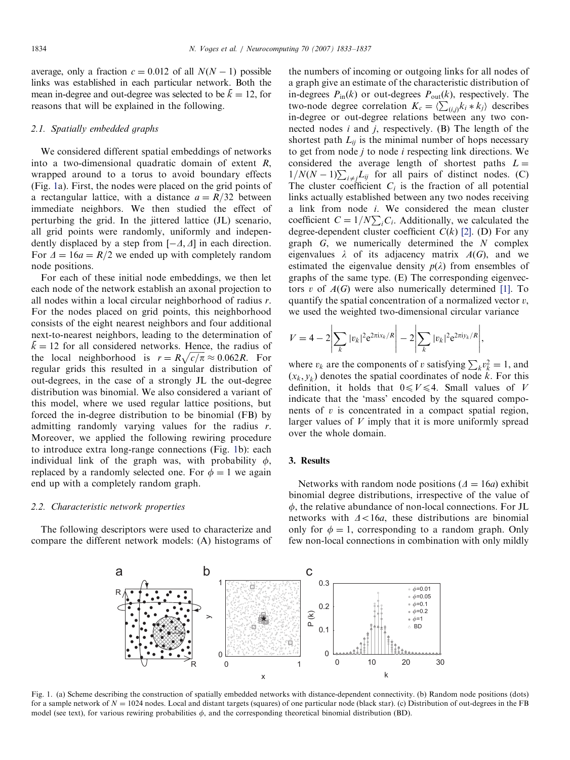average, only a fraction $c = 0.012$ of all $N(N-1)$ possible links was established in each particular network. Both the mean in-degree and out-degree was selected to be $\bar{k} = 12$, for reasons that will be explained in the following.

### 2.1. Spatially embedded graphs

We considered different spatial embeddings of networks into a two-dimensional quadratic domain of extent $R$, wrapped around to a torus to avoid boundary effects (Fig. 1a). First, the nodes were placed on the grid points of a rectangular lattice, with a distance $a = R/32$ between immediate neighbors. We then studied the effect of perturbing the grid. In the jittered lattice (JL) scenario, all grid points were randomly, uniformly and independently displaced by a step from $[-\Delta, \Delta]$ in each direction. For $\Delta = 16a = R/2$ we ended up with completely random node positions.

For each of these initial node embeddings, we then let each node of the network establish an axonal projection to all nodes within a local circular neighborhood of radius $r$. For the nodes placed on grid points, this neighborhood consists of the eight nearest neighbors and four additional next-to-nearest neighbors, leading to the determination of $\bar{k} = 12$ for all considered networks. Hence, the radius of the local neighborhood is $r = R\sqrt{c/\pi} \approx 0.062R$. For regular grids this resulted in a singular distribution of out-degrees, in the case of a strongly JL the out-degree distribution was binomial. We also considered a variant of this model, where we used regular lattice positions, but forced the in-degree distribution to be binomial (FB) by admitting randomly varying values for the radius $r$. Moreover, we applied the following rewiring procedure to introduce extra long-range connections (Fig. 1b): each individual link of the graph was, with probability $\phi$, replaced by a randomly selected one. For $\phi = 1$ we again end up with a completely random graph.

### 2.2. Characteristic network properties

The following descriptors were used to characterize and compare the different network models: (A) histograms of the numbers of incoming or outgoing links for all nodes of a graph give an estimate of the characteristic distribution of in-degrees $P_{\text{in}}(k)$ or out-degrees $P_{\text{out}}(k)$, respectively. The two-node degree correlation $K_c = \langle \sum_{(i,j)} k_i * k_j \rangle$ describes in-degree or out-degree relations between any two connected nodes $i$ and $j$, respectively. (B) The length of the shortest path $L_{ij}$ is the minimal number of hops necessary to get from node $j$ to node $i$ respecting link directions. We considered the average length of shortest paths $L = 1/N(N-1)\sum_{i \neq j} L_{ij}$ for all pairs of distinct nodes. (C) The cluster coefficient $C_i$ is the fraction of all potential links actually established between any two nodes receiving a link from node $i$. We considered the mean cluster coefficient $C = 1/N \sum_i C_i$. Additionally, we calculated the degree-dependent cluster coefficient $C(k)$ [2]. (D) For any graph $G$, we numerically determined the $N$ complex eigenvalues $\lambda$ of its adjacency matrix $A(G)$, and we estimated the eigenvalue density $p(\lambda)$ from ensembles of graphs of the same type. (E) The corresponding eigenvectors $v$ of $A(G)$ were also numerically determined [1]. To quantify the spatial concentration of a normalized vector $v$, we used the weighted two-dimensional circular variance

$$V = 4 - 2\left|\sum_k |v_k|^2 e^{2\pi i x_k/R}\right| - 2\left|\sum_k |v_k|^2 e^{2\pi i y_k/R}\right|,$$

where $v_k$ are the components of $v$ satisfying $\sum_k v_k^2 = 1$, and $(x_k, y_k)$ denotes the spatial coordinates of node $k$. For this definition, it holds that $0 \leqslant V \leqslant 4$. Small values of $V$ indicate that the 'mass' encoded by the squared components of $v$ is concentrated in a compact spatial region, larger values of $V$ imply that it is more uniformly spread over the whole domain.

## 3. Results

Networks with random node positions ($\Delta = 16a$) exhibit binomial degree distributions, irrespective of the value of $\phi$, the relative abundance of non-local connections. For JL networks with $\Delta < 16a$, these distributions are binomial only for $\phi = 1$, corresponding to a random graph. Only few non-local connections in combination with only mildly

Fig. 1. (a) Scheme describing the construction of spatially embedded networks with distance-dependent connectivity. (b) Random node positions (dots) for a sample network of $N = 1024$ nodes. Local and distant targets (squares) of one particular node (black star). (c) Distribution of out-degrees in the FB model (see text), for various rewiring probabilities $\phi$, and the corresponding theoretical binomial distribution (BD).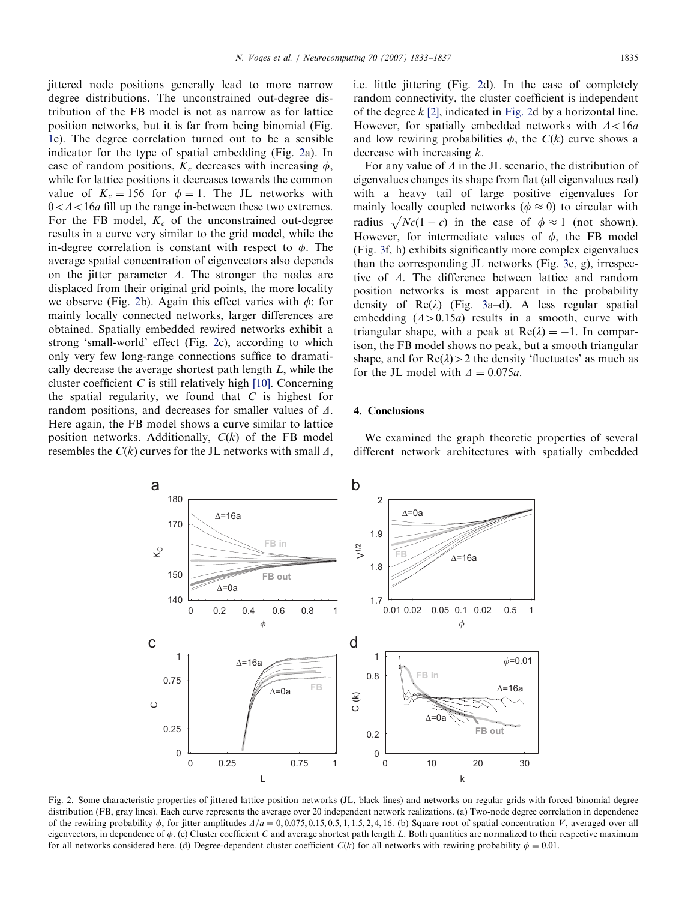jittered node positions generally lead to more narrow degree distributions. The unconstrained out-degree distribution of the FB model is not as narrow as for lattice position networks, but it is far from being binomial (Fig. 1c). The degree correlation turned out to be a sensible indicator for the type of spatial embedding (Fig. 2a). In case of random positions, $K_c$ decreases with increasing $\phi$, while for lattice positions it decreases towards the common value of $K_c = 156$ for $\phi = 1$. The JL networks with $0 < \Delta < 16a$ fill up the range in-between these two extremes. For the FB model, $K_c$ of the unconstrained out-degree results in a curve very similar to the grid model, while the in-degree correlation is constant with respect to $\phi$. The average spatial concentration of eigenvectors also depends on the jitter parameter $\Delta$. The stronger the nodes are displaced from their original grid points, the more locality we observe (Fig. 2b). Again this effect varies with $\phi$: for mainly locally connected networks, larger differences are obtained. Spatially embedded rewired networks exhibit a strong 'small-world' effect (Fig. 2c), according to which only very few long-range connections suffice to dramatically decrease the average shortest path length $L$, while the cluster coefficient $C$ is still relatively high [10]. Concerning the spatial regularity, we found that $C$ is highest for random positions, and decreases for smaller values of $\Delta$. Here again, the FB model shows a curve similar to lattice position networks. Additionally, $C(k)$ of the FB model resembles the $C(k)$ curves for the JL networks with small $\Delta$, i.e. little jittering (Fig. 2d). In the case of completely random connectivity, the cluster coefficient is independent of the degree $k$ [2], indicated in Fig. 2d by a horizontal line. However, for spatially embedded networks with $\Delta < 16a$ and low rewiring probabilities $\phi$, the $C(k)$ curve shows a decrease with increasing $k$.

For any value of $\Delta$ in the JL scenario, the distribution of eigenvalues changes its shape from flat (all eigenvalues real) with a heavy tail of large positive eigenvalues for mainly locally coupled networks ($\phi \approx 0$) to circular with radius $\sqrt{Nc(1-c)}$ in the case of $\phi \approx 1$ (not shown). However, for intermediate values of $\phi$, the FB model (Fig. 3f, h) exhibits significantly more complex eigenvalues than the corresponding JL networks (Fig. 3e, g), irrespective of $\Delta$. The difference between lattice and random position networks is most apparent in the probability density of $\text{Re}(\lambda)$ (Fig. 3a–d). A less regular spatial embedding ($\Delta > 0.15a$) results in a smooth, curve with triangular shape, with a peak at $\text{Re}(\lambda) = -1$. In comparison, the FB model shows no peak, but a smooth triangular shape, and for $\text{Re}(\lambda) > 2$ the density 'fluctuates' as much as for the JL model with $\Delta = 0.075a$.

## 4. Conclusions

We examined the graph theoretic properties of several different network architectures with spatially embedded

Fig. 2. Some characteristic properties of jittered lattice position networks (JL, black lines) and networks on regular grids with forced binomial degree distribution (FB, gray lines). Each curve represents the average over 20 independent network realizations. (a) Two-node degree correlation in dependence of the rewiring probability $\phi$, for jitter amplitudes $\Delta/a = 0, 0.075, 0.15, 0.5, 1, 1.5, 2, 4, 16$. (b) Square root of spatial concentration $V$, averaged over all eigenvectors, in dependence of $\phi$. (c) Cluster coefficient $C$ and average shortest path length $L$. Both quantities are normalized to their respective maximum for all networks considered here. (d) Degree-dependent cluster coefficient $C(k)$ for all networks with rewiring probability $\phi = 0.01$.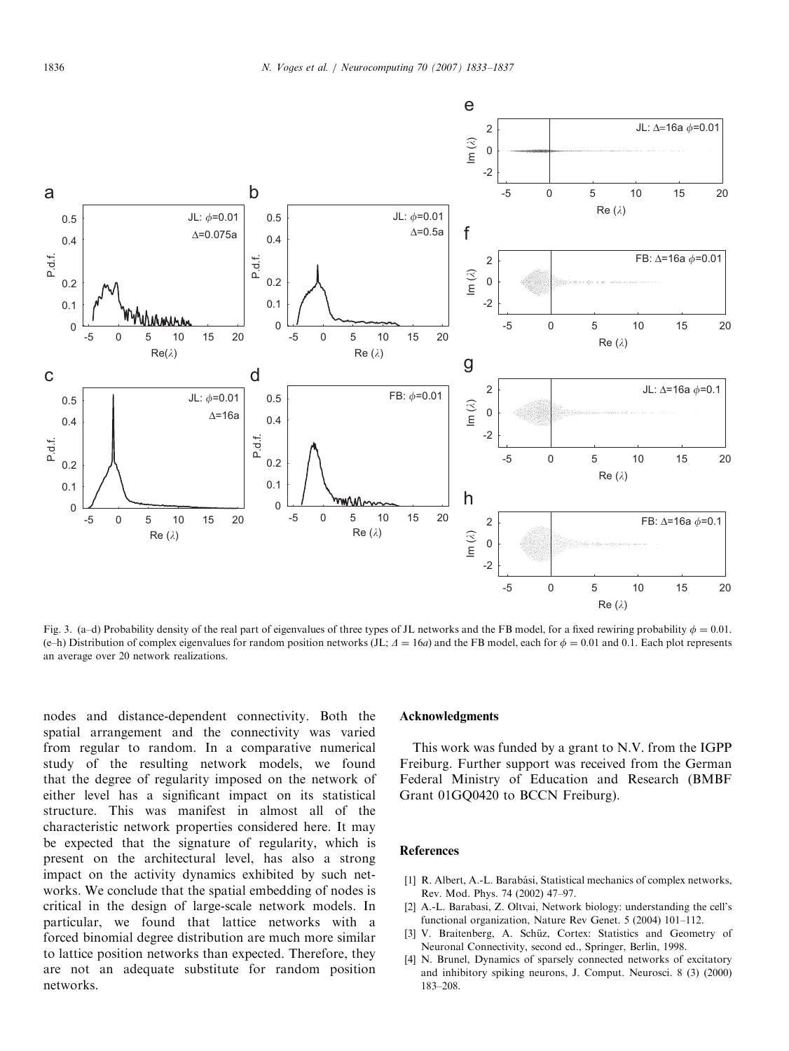Fig. 3. (a–d) Probability density of the real part of eigenvalues of three types of JL networks and the FB model, for a fixed rewiring probability $\phi = 0.01$. (e–h) Distribution of complex eigenvalues for random position networks (JL; $\Delta = 16a$) and the FB model, each for $\phi = 0.01$ and 0.1. Each plot represents an average over 20 network realizations.

nodes and distance-dependent connectivity. Both the spatial arrangement and the connectivity was varied from regular to random. In a comparative numerical study of the resulting network models, we found that the degree of regularity imposed on the network of either level has a significant impact on its statistical structure. This was manifest in almost all of the characteristic network properties considered here. It may be expected that the signature of regularity, which is present on the architectural level, has also a strong impact on the activity dynamics exhibited by such networks. We conclude that the spatial embedding of nodes is critical in the design of large-scale network models. In particular, we found that lattice networks with a forced binomial degree distribution are much more similar to lattice position networks than expected. Therefore, they are not an adequate substitute for random position networks.

## Acknowledgments

This work was funded by a grant to N.V. from the IGPP Freiburg. Further support was received from the German Federal Ministry of Education and Research (BMBF Grant 01GQ0420 to BCCN Freiburg).

## References

[1] R. Albert, A.-L. Barabási, Statistical mechanics of complex networks, Rev. Mod. Phys. 74 (2002) 47–97.

[2] A.-L. Barabasi, Z. Oltvai, Network biology: understanding the cell's functional organization, Nature Rev Genet. 5 (2004) 101–112.

[3] V. Braitenberg, A. Schüz, Cortex: Statistics and Geometry of Neuronal Connectivity, second ed., Springer, Berlin, 1998.

[4] N. Brunel, Dynamics of sparsely connected networks of excitatory and inhibitory spiking neurons, J. Comput. Neurosci. 8 (3) (2000) 183–208.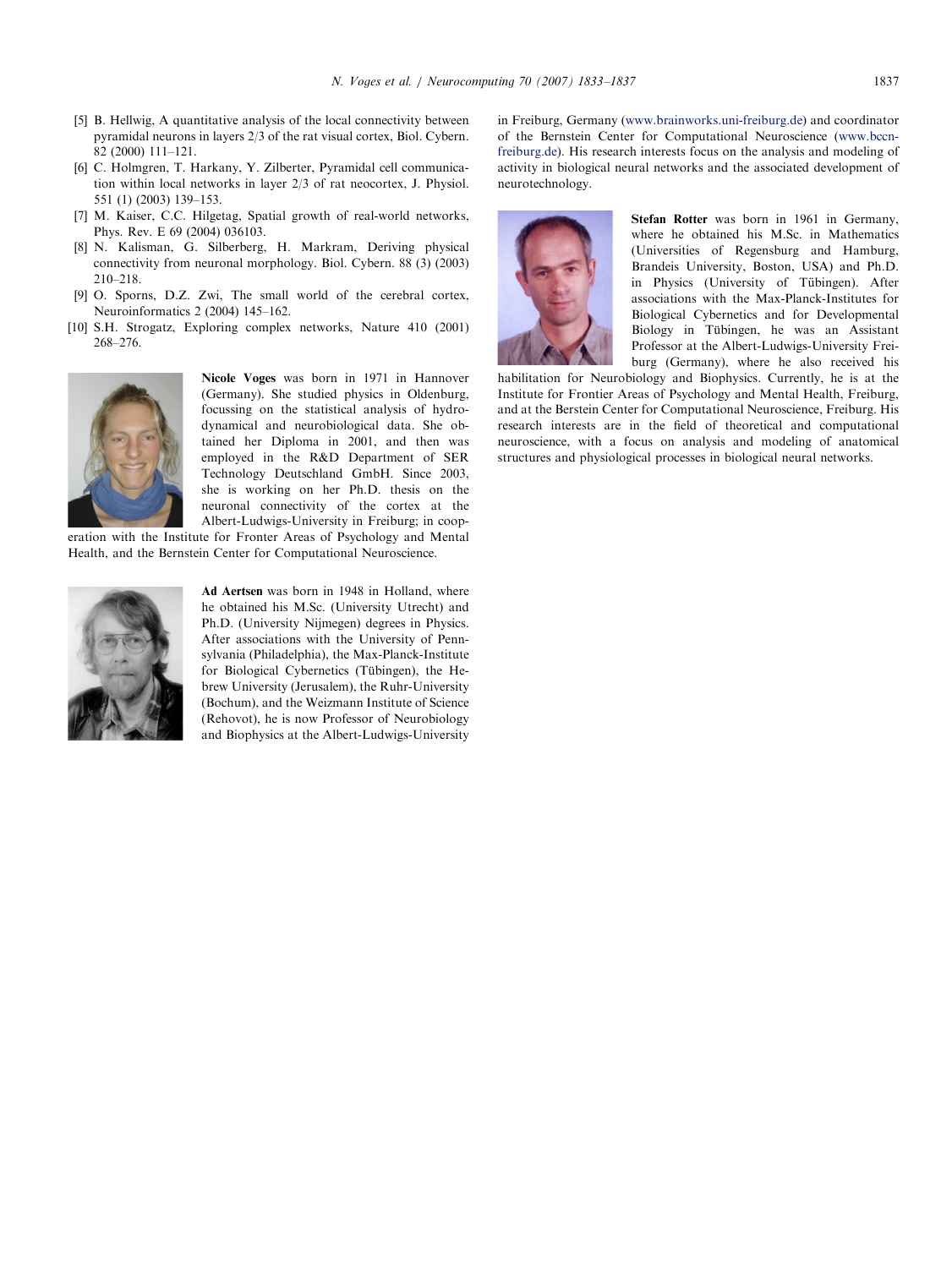[5] B. Hellwig, A quantitative analysis of the local connectivity between pyramidal neurons in layers 2/3 of the rat visual cortex, Biol. Cybern. 82 (2000) 111–121.

[6] C. Holmgren, T. Harkany, Y. Zilberter, Pyramidal cell communication within local networks in layer 2/3 of rat neocortex, J. Physiol. 551 (1) (2003) 139–153.

[7] M. Kaiser, C.C. Hilgetag, Spatial growth of real-world networks, Phys. Rev. E 69 (2004) 036103.

[8] N. Kalisman, G. Silberberg, H. Markram, Deriving physical connectivity from neuronal morphology. Biol. Cybern. 88 (3) (2003) 210–218.

[9] O. Sporns, D.Z. Zwi, The small world of the cerebral cortex, Neuroinformatics 2 (2004) 145–162.

[10] S.H. Strogatz, Exploring complex networks, Nature 410 (2001) 268–276.

**Nicole Voges** was born in 1971 in Hannover (Germany). She studied physics in Oldenburg, focussing on the statistical analysis of hydrodynamical and neurobiological data. She obtained her Diploma in 2001, and then was employed in the R&D Department of SER Technology Deutschland GmbH. Since 2003, she is working on her Ph.D. thesis on the neuronal connectivity of the cortex at the Albert-Ludwigs-University in Freiburg; in cooperation with the Institute for Fronter Areas of Psychology and Mental Health, and the Bernstein Center for Computational Neuroscience.

**Ad Aertsen** was born in 1948 in Holland, where he obtained his M.Sc. (University Utrecht) and Ph.D. (University Nijmegen) degrees in Physics. After associations with the University of Pennsylvania (Philadelphia), the Max-Planck-Institute for Biological Cybernetics (Tübingen), the Hebrew University (Jerusalem), the Ruhr-University (Bochum), and the Weizmann Institute of Science (Rehovot), he is now Professor of Neurobiology and Biophysics at the Albert-Ludwigs-University in Freiburg, Germany (www.brainworks.uni-freiburg.de) and coordinator of the Bernstein Center for Computational Neuroscience (www.bccn-freiburg.de). His research interests focus on the analysis and modeling of activity in biological neural networks and the associated development of neurotechnology.

**Stefan Rotter** was born in 1961 in Germany, where he obtained his M.Sc. in Mathematics (Universities of Regensburg and Hamburg, Brandeis University, Boston, USA) and Ph.D. in Physics (University of Tübingen). After associations with the Max-Planck-Institutes for Biological Cybernetics and for Developmental Biology in Tübingen, he was an Assistant Professor at the Albert-Ludwigs-University Freiburg (Germany), where he also received his habilitation for Neurobiology and Biophysics. Currently, he is at the Institute for Frontier Areas of Psychology and Mental Health, Freiburg, and at the Berstein Center for Computational Neuroscience, Freiburg. His research interests are in the field of theoretical and computational neuroscience, with a focus on analysis and modeling of anatomical structures and physiological processes in biological neural networks.